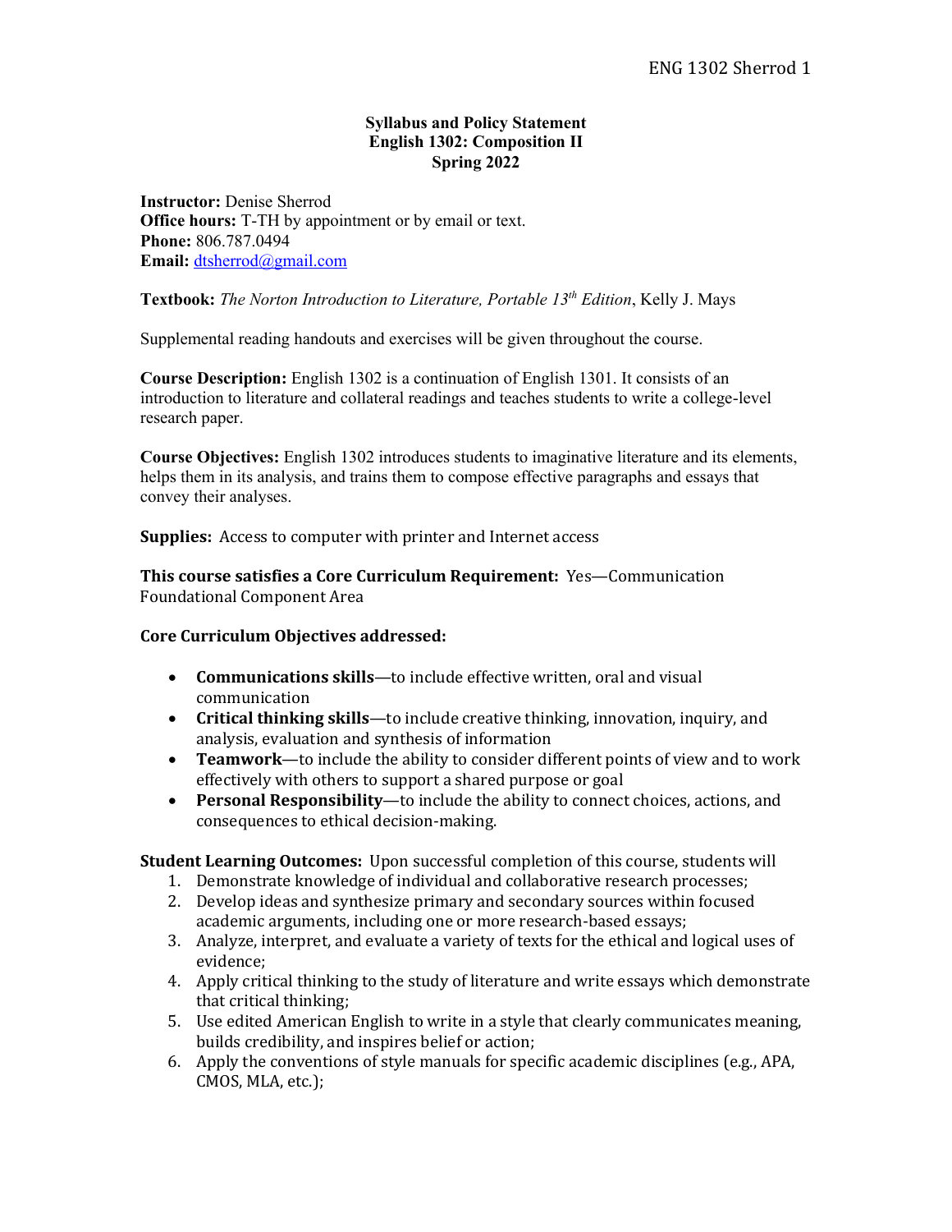# Syllabus and Policy Statement
## English 1302: Composition II
## Spring 2022

**Instructor:** Denise Sherrod
**Office hours:** T-TH by appointment or by email or text.
**Phone:** 806.787.0494
**Email:** dtsherrod@gmail.com

**Textbook:** *The Norton Introduction to Literature, Portable 13th Edition*, Kelly J. Mays

Supplemental reading handouts and exercises will be given throughout the course.

**Course Description:** English 1302 is a continuation of English 1301. It consists of an introduction to literature and collateral readings and teaches students to write a college-level research paper.

**Course Objectives:** English 1302 introduces students to imaginative literature and its elements, helps them in its analysis, and trains them to compose effective paragraphs and essays that convey their analyses.

**Supplies:** Access to computer with printer and Internet access

**This course satisfies a Core Curriculum Requirement:** Yes—Communication Foundational Component Area

**Core Curriculum Objectives addressed:**

- **Communications skills**—to include effective written, oral and visual communication
- **Critical thinking skills**—to include creative thinking, innovation, inquiry, and analysis, evaluation and synthesis of information
- **Teamwork**—to include the ability to consider different points of view and to work effectively with others to support a shared purpose or goal
- **Personal Responsibility**—to include the ability to connect choices, actions, and consequences to ethical decision-making.

**Student Learning Outcomes:** Upon successful completion of this course, students will

1. Demonstrate knowledge of individual and collaborative research processes;
2. Develop ideas and synthesize primary and secondary sources within focused academic arguments, including one or more research-based essays;
3. Analyze, interpret, and evaluate a variety of texts for the ethical and logical uses of evidence;
4. Apply critical thinking to the study of literature and write essays which demonstrate that critical thinking;
5. Use edited American English to write in a style that clearly communicates meaning, builds credibility, and inspires belief or action;
6. Apply the conventions of style manuals for specific academic disciplines (e.g., APA, CMOS, MLA, etc.);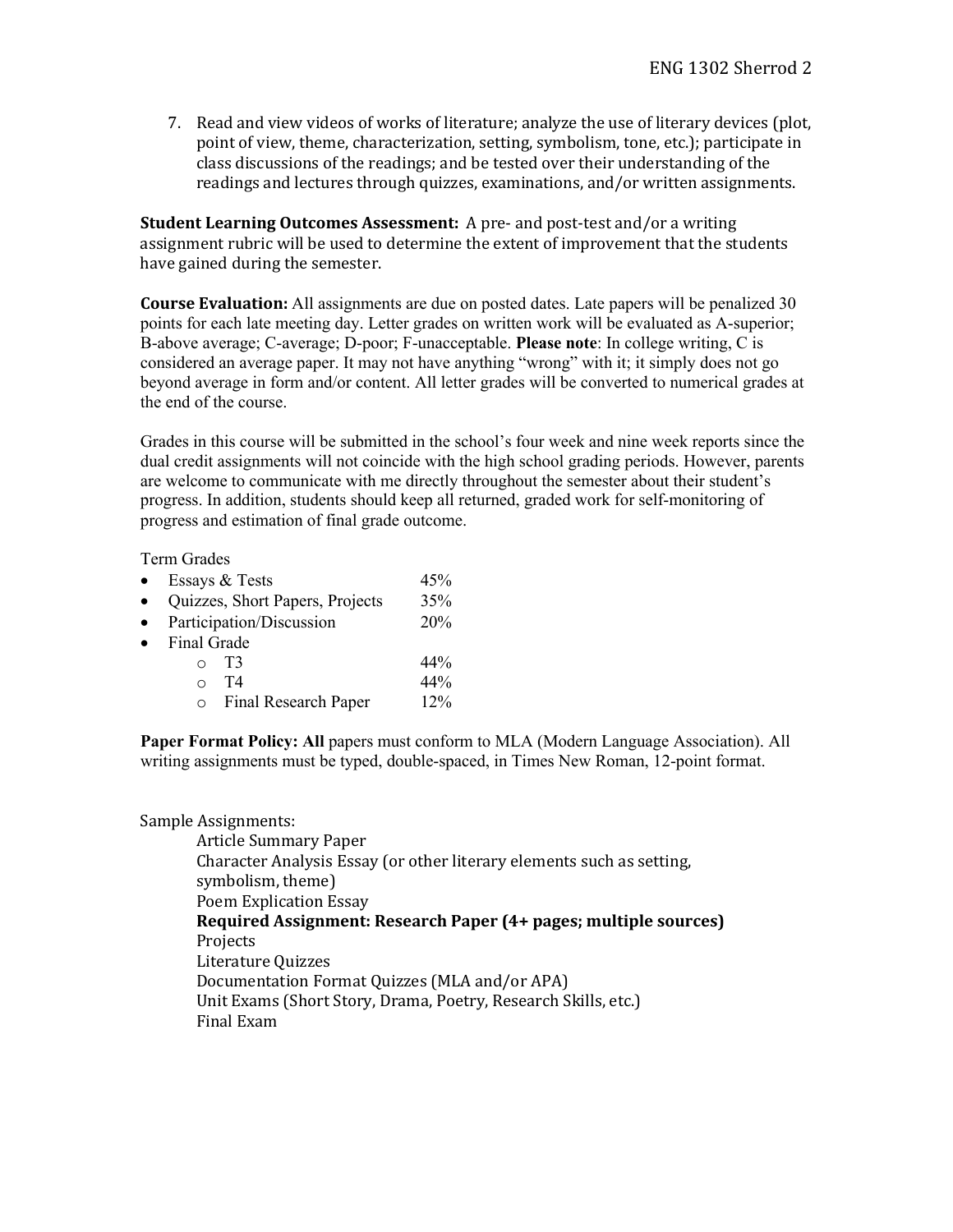7. Read and view videos of works of literature; analyze the use of literary devices (plot, point of view, theme, characterization, setting, symbolism, tone, etc.); participate in class discussions of the readings; and be tested over their understanding of the readings and lectures through quizzes, examinations, and/or written assignments.

**Student Learning Outcomes Assessment:** A pre- and post-test and/or a writing assignment rubric will be used to determine the extent of improvement that the students have gained during the semester.

**Course Evaluation:** All assignments are due on posted dates. Late papers will be penalized 30 points for each late meeting day. Letter grades on written work will be evaluated as A-superior; B-above average; C-average; D-poor; F-unacceptable. **Please note**: In college writing, C is considered an average paper. It may not have anything "wrong" with it; it simply does not go beyond average in form and/or content. All letter grades will be converted to numerical grades at the end of the course.

Grades in this course will be submitted in the school's four week and nine week reports since the dual credit assignments will not coincide with the high school grading periods. However, parents are welcome to communicate with me directly throughout the semester about their student's progress. In addition, students should keep all returned, graded work for self-monitoring of progress and estimation of final grade outcome.

Term Grades

- Essays & Tests 45%
- Quizzes, Short Papers, Projects 35%
- Participation/Discussion 20%
- Final Grade
  - T3 44%
  - T4 44%
  - Final Research Paper 12%

**Paper Format Policy: All** papers must conform to MLA (Modern Language Association). All writing assignments must be typed, double-spaced, in Times New Roman, 12-point format.

Sample Assignments:

- Article Summary Paper
- Character Analysis Essay (or other literary elements such as setting, symbolism, theme)
- Poem Explication Essay
- **Required Assignment: Research Paper (4+ pages; multiple sources)**
- Projects
- Literature Quizzes
- Documentation Format Quizzes (MLA and/or APA)
- Unit Exams (Short Story, Drama, Poetry, Research Skills, etc.)
- Final Exam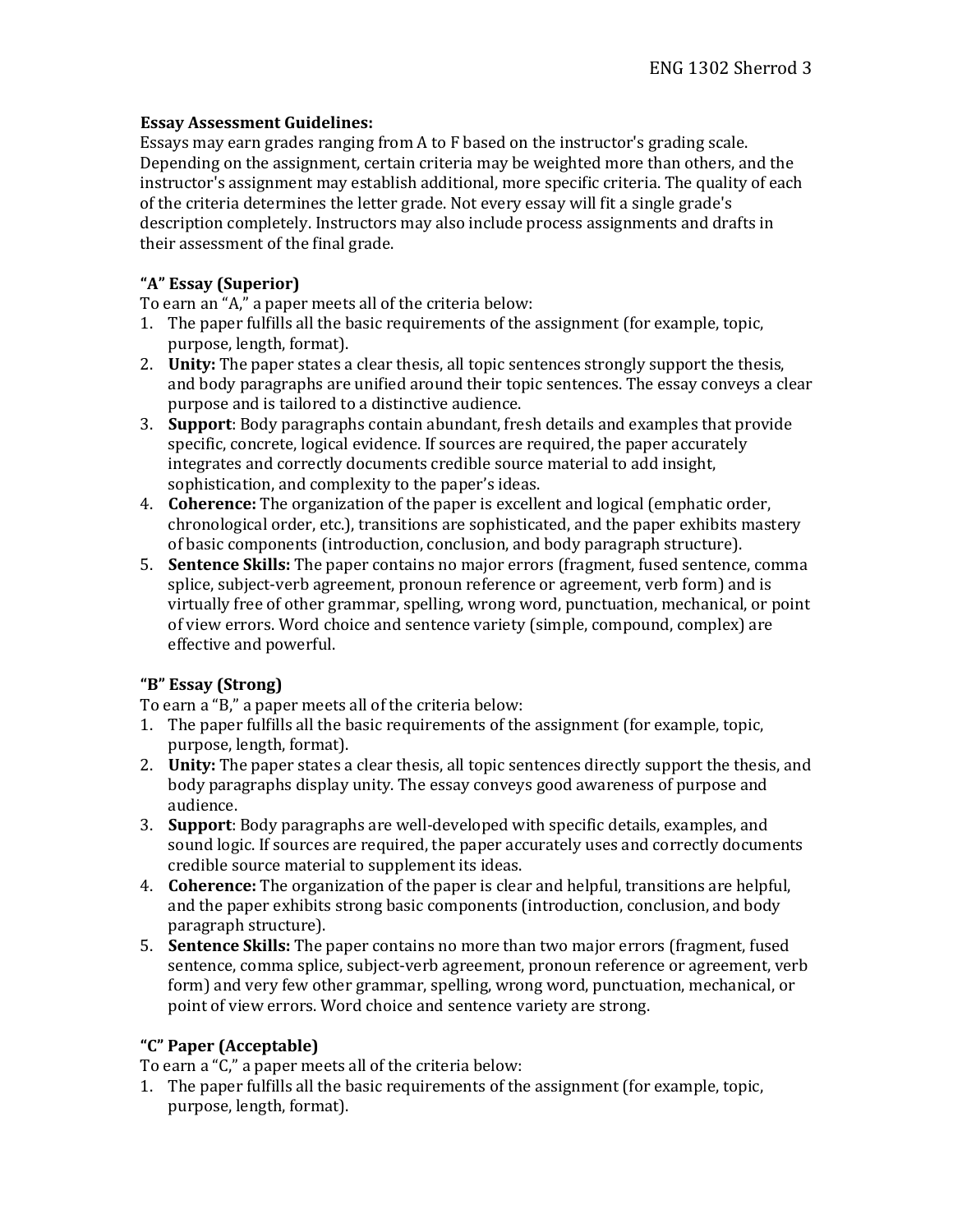**Essay Assessment Guidelines:**
Essays may earn grades ranging from A to F based on the instructor's grading scale. Depending on the assignment, certain criteria may be weighted more than others, and the instructor's assignment may establish additional, more specific criteria. The quality of each of the criteria determines the letter grade. Not every essay will fit a single grade's description completely. Instructors may also include process assignments and drafts in their assessment of the final grade.

**"A" Essay (Superior)**
To earn an "A," a paper meets all of the criteria below:

1. The paper fulfills all the basic requirements of the assignment (for example, topic, purpose, length, format).
2. **Unity:** The paper states a clear thesis, all topic sentences strongly support the thesis, and body paragraphs are unified around their topic sentences. The essay conveys a clear purpose and is tailored to a distinctive audience.
3. **Support**: Body paragraphs contain abundant, fresh details and examples that provide specific, concrete, logical evidence. If sources are required, the paper accurately integrates and correctly documents credible source material to add insight, sophistication, and complexity to the paper's ideas.
4. **Coherence:** The organization of the paper is excellent and logical (emphatic order, chronological order, etc.), transitions are sophisticated, and the paper exhibits mastery of basic components (introduction, conclusion, and body paragraph structure).
5. **Sentence Skills:** The paper contains no major errors (fragment, fused sentence, comma splice, subject-verb agreement, pronoun reference or agreement, verb form) and is virtually free of other grammar, spelling, wrong word, punctuation, mechanical, or point of view errors. Word choice and sentence variety (simple, compound, complex) are effective and powerful.

**"B" Essay (Strong)**
To earn a "B," a paper meets all of the criteria below:

1. The paper fulfills all the basic requirements of the assignment (for example, topic, purpose, length, format).
2. **Unity:** The paper states a clear thesis, all topic sentences directly support the thesis, and body paragraphs display unity. The essay conveys good awareness of purpose and audience.
3. **Support**: Body paragraphs are well-developed with specific details, examples, and sound logic. If sources are required, the paper accurately uses and correctly documents credible source material to supplement its ideas.
4. **Coherence:** The organization of the paper is clear and helpful, transitions are helpful, and the paper exhibits strong basic components (introduction, conclusion, and body paragraph structure).
5. **Sentence Skills:** The paper contains no more than two major errors (fragment, fused sentence, comma splice, subject-verb agreement, pronoun reference or agreement, verb form) and very few other grammar, spelling, wrong word, punctuation, mechanical, or point of view errors. Word choice and sentence variety are strong.

**"C" Paper (Acceptable)**
To earn a "C," a paper meets all of the criteria below:

1. The paper fulfills all the basic requirements of the assignment (for example, topic, purpose, length, format).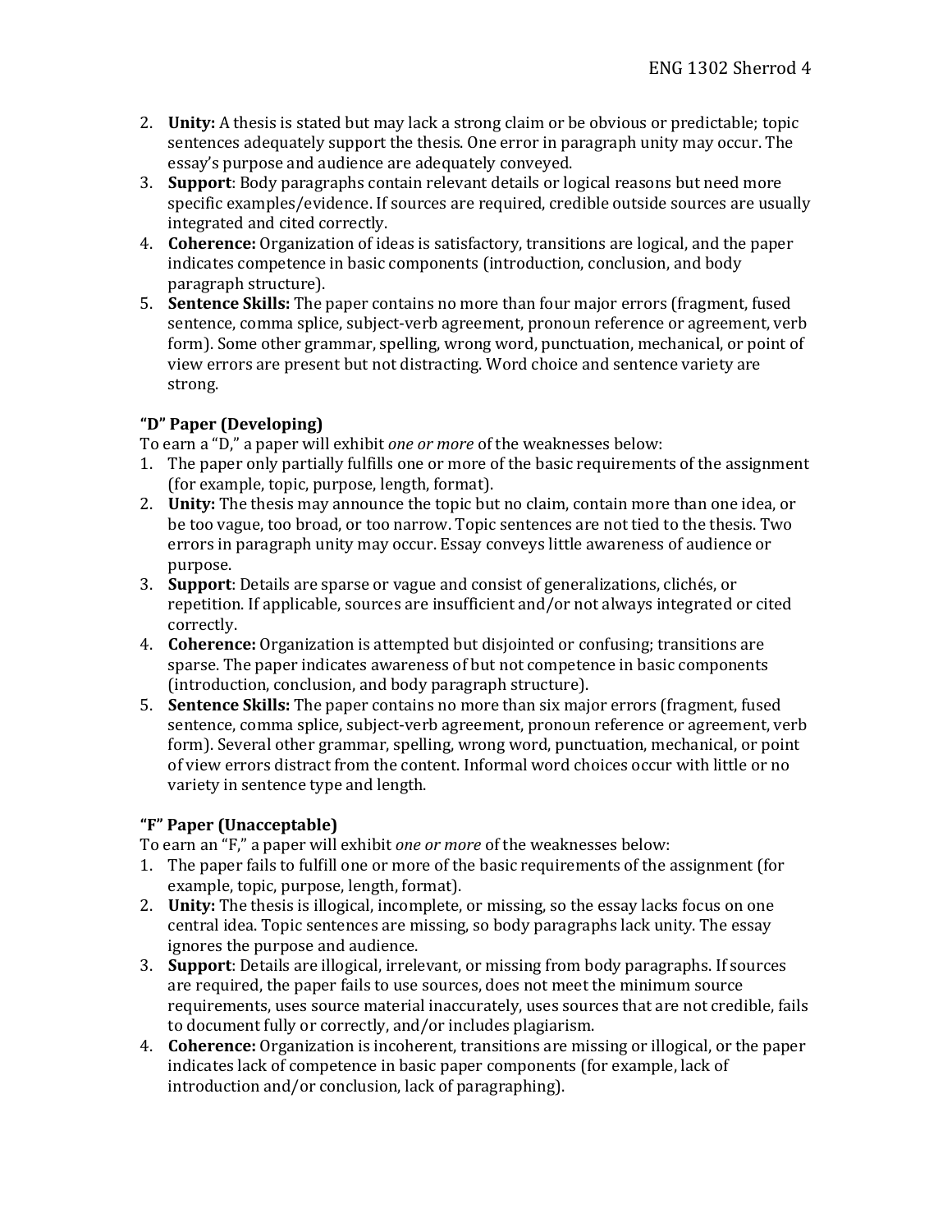2. **Unity:** A thesis is stated but may lack a strong claim or be obvious or predictable; topic sentences adequately support the thesis. One error in paragraph unity may occur. The essay's purpose and audience are adequately conveyed.
3. **Support**: Body paragraphs contain relevant details or logical reasons but need more specific examples/evidence. If sources are required, credible outside sources are usually integrated and cited correctly.
4. **Coherence:** Organization of ideas is satisfactory, transitions are logical, and the paper indicates competence in basic components (introduction, conclusion, and body paragraph structure).
5. **Sentence Skills:** The paper contains no more than four major errors (fragment, fused sentence, comma splice, subject-verb agreement, pronoun reference or agreement, verb form). Some other grammar, spelling, wrong word, punctuation, mechanical, or point of view errors are present but not distracting. Word choice and sentence variety are strong.

### "D" Paper (Developing)

To earn a "D," a paper will exhibit *one or more* of the weaknesses below:

1. The paper only partially fulfills one or more of the basic requirements of the assignment (for example, topic, purpose, length, format).
2. **Unity:** The thesis may announce the topic but no claim, contain more than one idea, or be too vague, too broad, or too narrow. Topic sentences are not tied to the thesis. Two errors in paragraph unity may occur. Essay conveys little awareness of audience or purpose.
3. **Support**: Details are sparse or vague and consist of generalizations, clichés, or repetition. If applicable, sources are insufficient and/or not always integrated or cited correctly.
4. **Coherence:** Organization is attempted but disjointed or confusing; transitions are sparse. The paper indicates awareness of but not competence in basic components (introduction, conclusion, and body paragraph structure).
5. **Sentence Skills:** The paper contains no more than six major errors (fragment, fused sentence, comma splice, subject-verb agreement, pronoun reference or agreement, verb form). Several other grammar, spelling, wrong word, punctuation, mechanical, or point of view errors distract from the content. Informal word choices occur with little or no variety in sentence type and length.

### "F" Paper (Unacceptable)

To earn an "F," a paper will exhibit *one or more* of the weaknesses below:

1. The paper fails to fulfill one or more of the basic requirements of the assignment (for example, topic, purpose, length, format).
2. **Unity:** The thesis is illogical, incomplete, or missing, so the essay lacks focus on one central idea. Topic sentences are missing, so body paragraphs lack unity. The essay ignores the purpose and audience.
3. **Support**: Details are illogical, irrelevant, or missing from body paragraphs. If sources are required, the paper fails to use sources, does not meet the minimum source requirements, uses source material inaccurately, uses sources that are not credible, fails to document fully or correctly, and/or includes plagiarism.
4. **Coherence:** Organization is incoherent, transitions are missing or illogical, or the paper indicates lack of competence in basic paper components (for example, lack of introduction and/or conclusion, lack of paragraphing).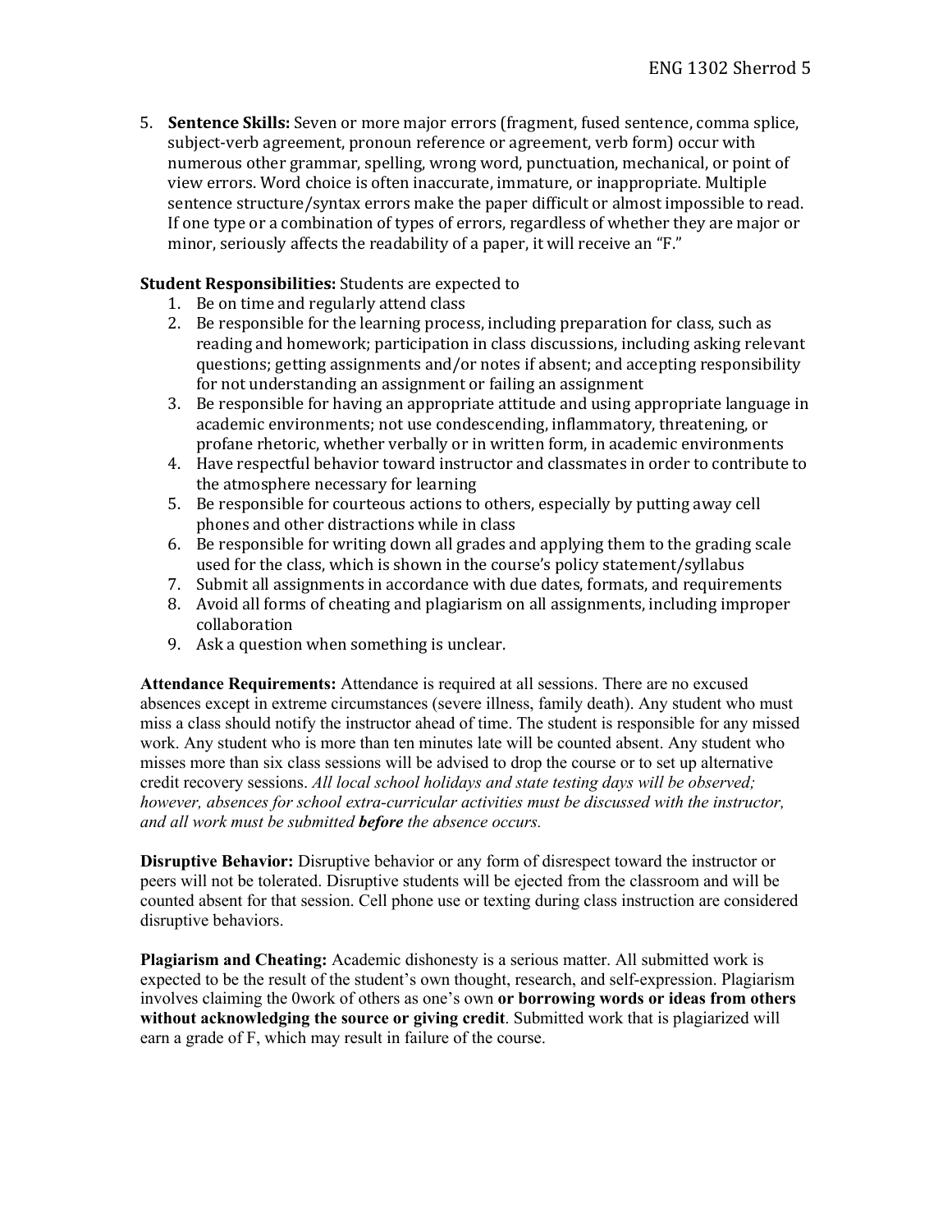5. **Sentence Skills:** Seven or more major errors (fragment, fused sentence, comma splice, subject-verb agreement, pronoun reference or agreement, verb form) occur with numerous other grammar, spelling, wrong word, punctuation, mechanical, or point of view errors. Word choice is often inaccurate, immature, or inappropriate. Multiple sentence structure/syntax errors make the paper difficult or almost impossible to read. If one type or a combination of types of errors, regardless of whether they are major or minor, seriously affects the readability of a paper, it will receive an "F."

**Student Responsibilities:** Students are expected to

1. Be on time and regularly attend class
2. Be responsible for the learning process, including preparation for class, such as reading and homework; participation in class discussions, including asking relevant questions; getting assignments and/or notes if absent; and accepting responsibility for not understanding an assignment or failing an assignment
3. Be responsible for having an appropriate attitude and using appropriate language in academic environments; not use condescending, inflammatory, threatening, or profane rhetoric, whether verbally or in written form, in academic environments
4. Have respectful behavior toward instructor and classmates in order to contribute to the atmosphere necessary for learning
5. Be responsible for courteous actions to others, especially by putting away cell phones and other distractions while in class
6. Be responsible for writing down all grades and applying them to the grading scale used for the class, which is shown in the course's policy statement/syllabus
7. Submit all assignments in accordance with due dates, formats, and requirements
8. Avoid all forms of cheating and plagiarism on all assignments, including improper collaboration
9. Ask a question when something is unclear.

**Attendance Requirements:** Attendance is required at all sessions. There are no excused absences except in extreme circumstances (severe illness, family death). Any student who must miss a class should notify the instructor ahead of time. The student is responsible for any missed work. Any student who is more than ten minutes late will be counted absent. Any student who misses more than six class sessions will be advised to drop the course or to set up alternative credit recovery sessions. *All local school holidays and state testing days will be observed; however, absences for school extra-curricular activities must be discussed with the instructor, and all work must be submitted **before** the absence occurs.*

**Disruptive Behavior:** Disruptive behavior or any form of disrespect toward the instructor or peers will not be tolerated. Disruptive students will be ejected from the classroom and will be counted absent for that session. Cell phone use or texting during class instruction are considered disruptive behaviors.

**Plagiarism and Cheating:** Academic dishonesty is a serious matter. All submitted work is expected to be the result of the student's own thought, research, and self-expression. Plagiarism involves claiming the 0work of others as one's own **or borrowing words or ideas from others without acknowledging the source or giving credit**. Submitted work that is plagiarized will earn a grade of F, which may result in failure of the course.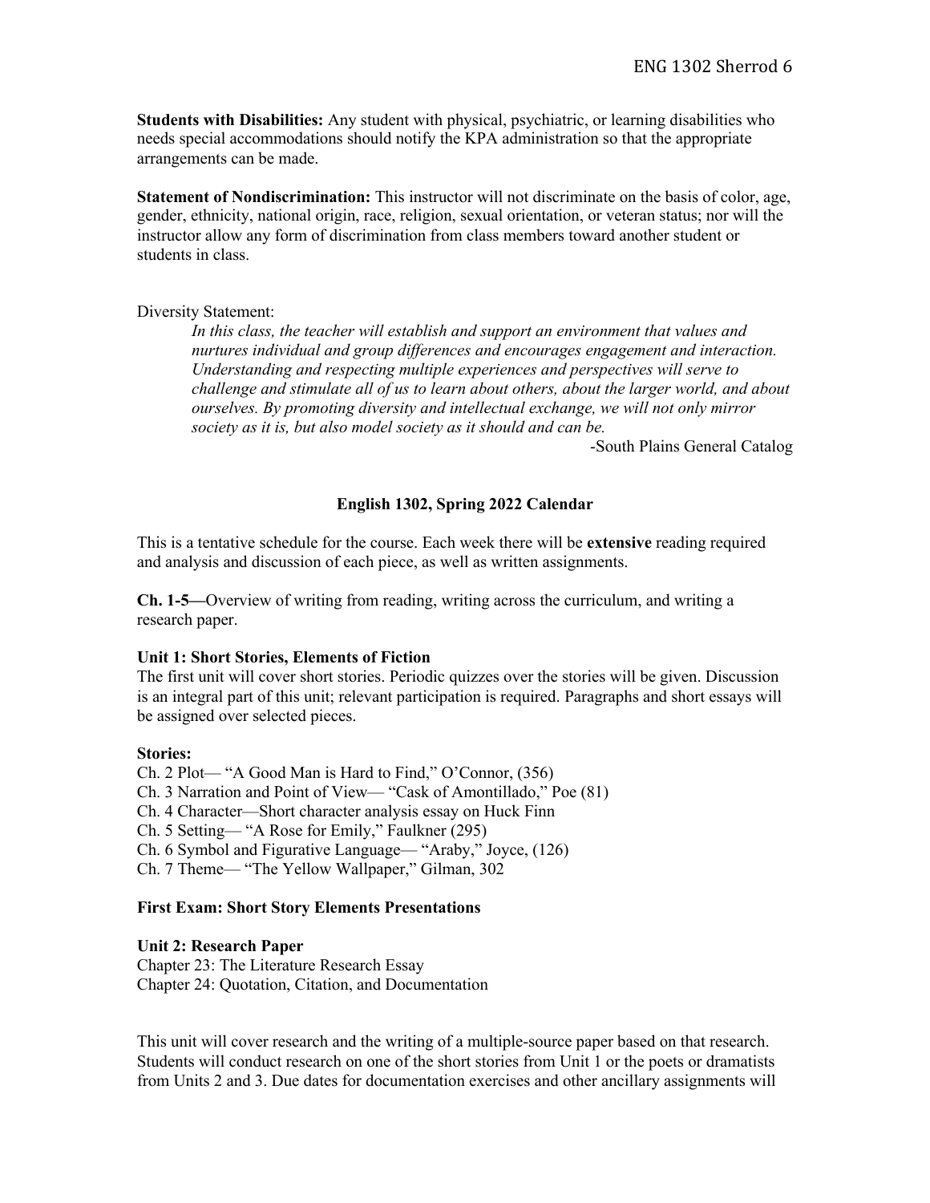**Students with Disabilities:** Any student with physical, psychiatric, or learning disabilities who needs special accommodations should notify the KPA administration so that the appropriate arrangements can be made.

**Statement of Nondiscrimination:** This instructor will not discriminate on the basis of color, age, gender, ethnicity, national origin, race, religion, sexual orientation, or veteran status; nor will the instructor allow any form of discrimination from class members toward another student or students in class.

Diversity Statement:

> *In this class, the teacher will establish and support an environment that values and nurtures individual and group differences and encourages engagement and interaction. Understanding and respecting multiple experiences and perspectives will serve to challenge and stimulate all of us to learn about others, about the larger world, and about ourselves. By promoting diversity and intellectual exchange, we will not only mirror society as it is, but also model society as it should and can be.*
>
> -South Plains General Catalog

**English 1302, Spring 2022 Calendar**

This is a tentative schedule for the course. Each week there will be **extensive** reading required and analysis and discussion of each piece, as well as written assignments.

**Ch. 1-5—**Overview of writing from reading, writing across the curriculum, and writing a research paper.

**Unit 1: Short Stories, Elements of Fiction**

The first unit will cover short stories. Periodic quizzes over the stories will be given. Discussion is an integral part of this unit; relevant participation is required. Paragraphs and short essays will be assigned over selected pieces.

**Stories:**

Ch. 2 Plot— "A Good Man is Hard to Find," O'Connor, (356)
Ch. 3 Narration and Point of View— "Cask of Amontillado," Poe (81)
Ch. 4 Character—Short character analysis essay on Huck Finn
Ch. 5 Setting— "A Rose for Emily," Faulkner (295)
Ch. 6 Symbol and Figurative Language— "Araby," Joyce, (126)
Ch. 7 Theme— "The Yellow Wallpaper," Gilman, 302

**First Exam: Short Story Elements Presentations**

**Unit 2: Research Paper**

Chapter 23: The Literature Research Essay
Chapter 24: Quotation, Citation, and Documentation

This unit will cover research and the writing of a multiple-source paper based on that research. Students will conduct research on one of the short stories from Unit 1 or the poets or dramatists from Units 2 and 3. Due dates for documentation exercises and other ancillary assignments will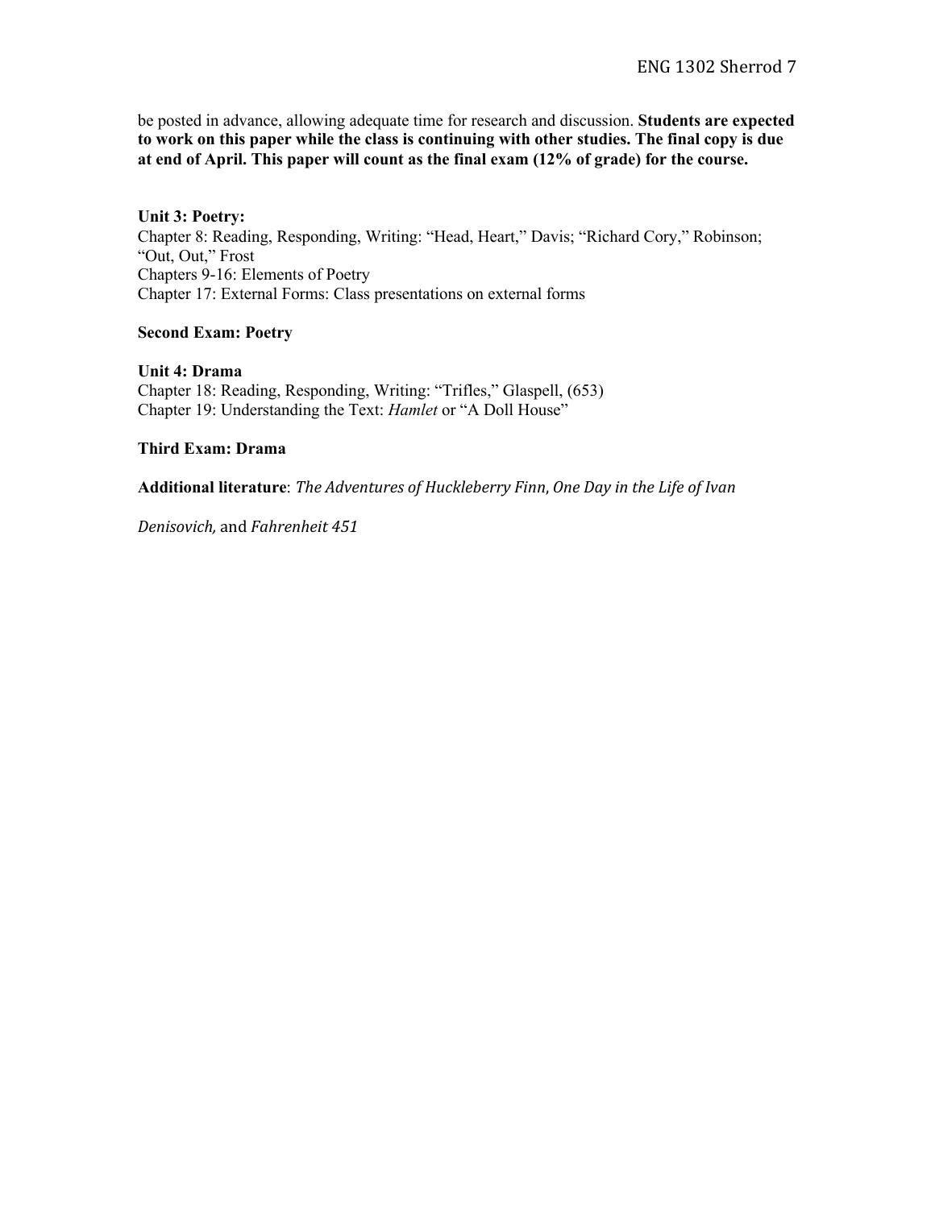be posted in advance, allowing adequate time for research and discussion. **Students are expected to work on this paper while the class is continuing with other studies. The final copy is due at end of April. This paper will count as the final exam (12% of grade) for the course.**

**Unit 3: Poetry:**
Chapter 8: Reading, Responding, Writing: "Head, Heart," Davis; "Richard Cory," Robinson; "Out, Out," Frost
Chapters 9-16: Elements of Poetry
Chapter 17: External Forms: Class presentations on external forms

**Second Exam: Poetry**

**Unit 4: Drama**
Chapter 18: Reading, Responding, Writing: "Trifles," Glaspell, (653)
Chapter 19: Understanding the Text: *Hamlet* or "A Doll House"

**Third Exam: Drama**

**Additional literature**: *The Adventures of Huckleberry Finn*, *One Day in the Life of Ivan Denisovich,* and *Fahrenheit 451*